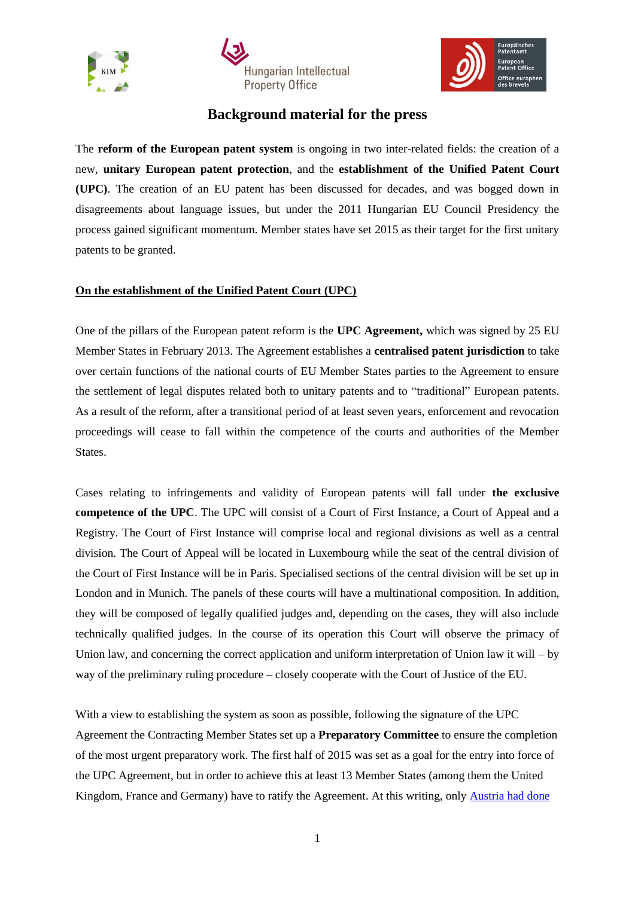# Background material for the press

The **reform of the European patent system** is ongoing in two inter-related fields: the creation of a new, **unitary European patent protection**, and the **establishment of the Unified Patent Court (UPC)**. The creation of an EU patent has been discussed for decades, and was bogged down in disagreements about language issues, but under the 2011 Hungarian EU Council Presidency the process gained significant momentum. Member states have set 2015 as their target for the first unitary patents to be granted.

## On the establishment of the Unified Patent Court (UPC)

One of the pillars of the European patent reform is the **UPC Agreement,** which was signed by 25 EU Member States in February 2013. The Agreement establishes a **centralised patent jurisdiction** to take over certain functions of the national courts of EU Member States parties to the Agreement to ensure the settlement of legal disputes related both to unitary patents and to "traditional" European patents. As a result of the reform, after a transitional period of at least seven years, enforcement and revocation proceedings will cease to fall within the competence of the courts and authorities of the Member States.

Cases relating to infringements and validity of European patents will fall under **the exclusive competence of the UPC**. The UPC will consist of a Court of First Instance, a Court of Appeal and a Registry. The Court of First Instance will comprise local and regional divisions as well as a central division. The Court of Appeal will be located in Luxembourg while the seat of the central division of the Court of First Instance will be in Paris. Specialised sections of the central division will be set up in London and in Munich. The panels of these courts will have a multinational composition. In addition, they will be composed of legally qualified judges and, depending on the cases, they will also include technically qualified judges. In the course of its operation this Court will observe the primacy of Union law, and concerning the correct application and uniform interpretation of Union law it will – by way of the preliminary ruling procedure – closely cooperate with the Court of Justice of the EU.

With a view to establishing the system as soon as possible, following the signature of the UPC Agreement the Contracting Member States set up a **Preparatory Committee** to ensure the completion of the most urgent preparatory work. The first half of 2015 was set as a goal for the entry into force of the UPC Agreement, but in order to achieve this at least 13 Member States (among them the United Kingdom, France and Germany) have to ratify the Agreement. At this writing, only Austria had done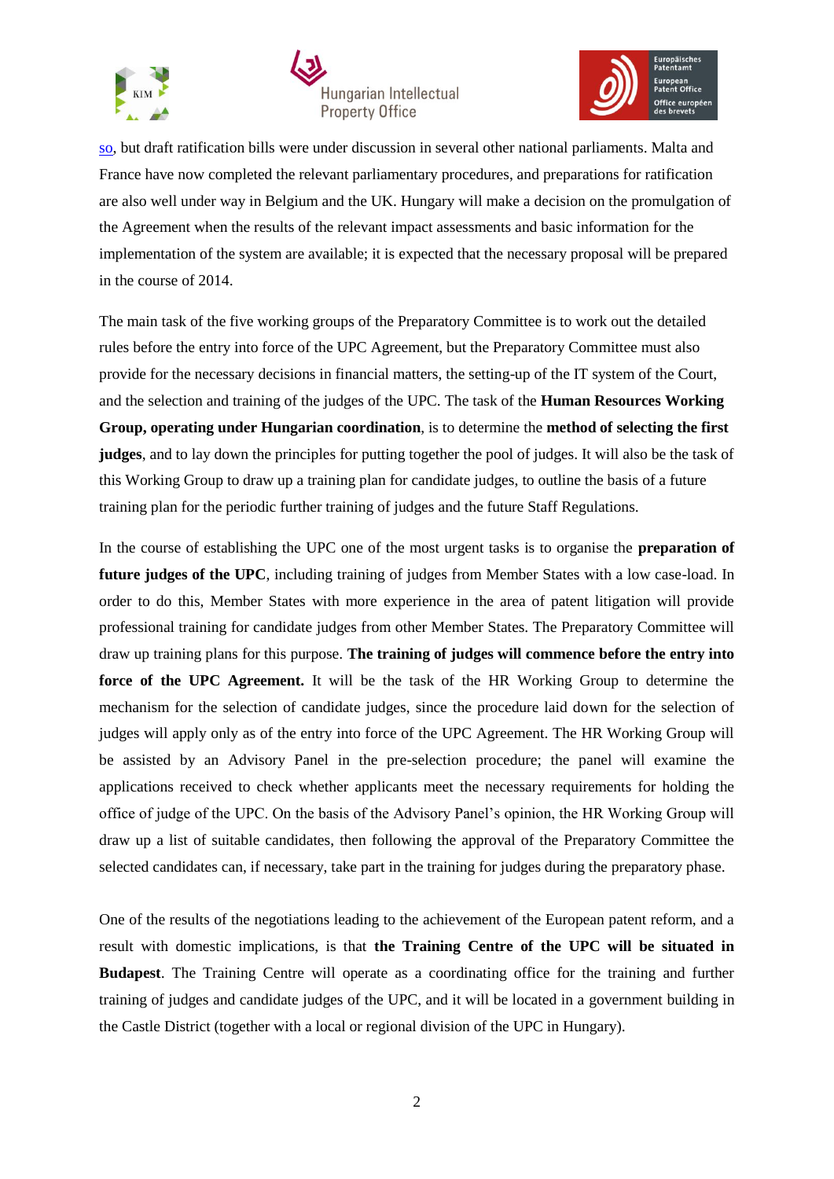so, but draft ratification bills were under discussion in several other national parliaments. Malta and France have now completed the relevant parliamentary procedures, and preparations for ratification are also well under way in Belgium and the UK. Hungary will make a decision on the promulgation of the Agreement when the results of the relevant impact assessments and basic information for the implementation of the system are available; it is expected that the necessary proposal will be prepared in the course of 2014.

The main task of the five working groups of the Preparatory Committee is to work out the detailed rules before the entry into force of the UPC Agreement, but the Preparatory Committee must also provide for the necessary decisions in financial matters, the setting-up of the IT system of the Court, and the selection and training of the judges of the UPC. The task of the **Human Resources Working Group, operating under Hungarian coordination**, is to determine the **method of selecting the first judges**, and to lay down the principles for putting together the pool of judges. It will also be the task of this Working Group to draw up a training plan for candidate judges, to outline the basis of a future training plan for the periodic further training of judges and the future Staff Regulations.

In the course of establishing the UPC one of the most urgent tasks is to organise the **preparation of future judges of the UPC**, including training of judges from Member States with a low case-load. In order to do this, Member States with more experience in the area of patent litigation will provide professional training for candidate judges from other Member States. The Preparatory Committee will draw up training plans for this purpose. **The training of judges will commence before the entry into force of the UPC Agreement.** It will be the task of the HR Working Group to determine the mechanism for the selection of candidate judges, since the procedure laid down for the selection of judges will apply only as of the entry into force of the UPC Agreement. The HR Working Group will be assisted by an Advisory Panel in the pre-selection procedure; the panel will examine the applications received to check whether applicants meet the necessary requirements for holding the office of judge of the UPC. On the basis of the Advisory Panel's opinion, the HR Working Group will draw up a list of suitable candidates, then following the approval of the Preparatory Committee the selected candidates can, if necessary, take part in the training for judges during the preparatory phase.

One of the results of the negotiations leading to the achievement of the European patent reform, and a result with domestic implications, is that **the Training Centre of the UPC will be situated in Budapest**. The Training Centre will operate as a coordinating office for the training and further training of judges and candidate judges of the UPC, and it will be located in a government building in the Castle District (together with a local or regional division of the UPC in Hungary).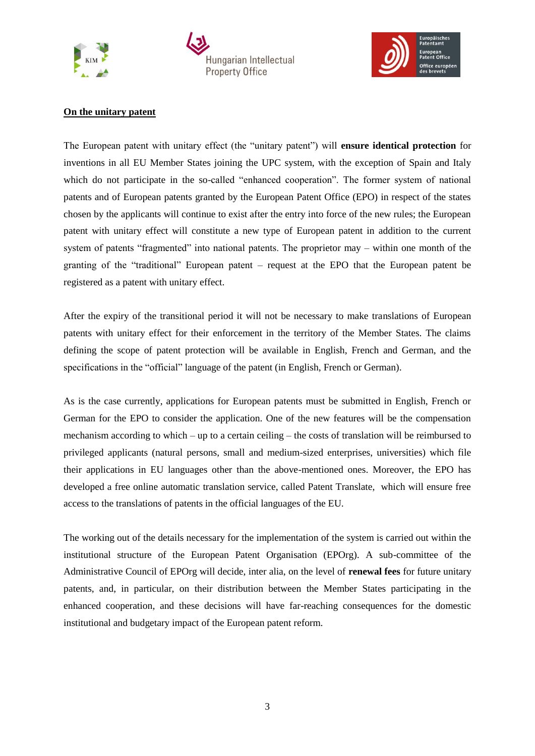**On the unitary patent**

The European patent with unitary effect (the "unitary patent") will **ensure identical protection** for inventions in all EU Member States joining the UPC system, with the exception of Spain and Italy which do not participate in the so-called "enhanced cooperation". The former system of national patents and of European patents granted by the European Patent Office (EPO) in respect of the states chosen by the applicants will continue to exist after the entry into force of the new rules; the European patent with unitary effect will constitute a new type of European patent in addition to the current system of patents "fragmented" into national patents. The proprietor may – within one month of the granting of the "traditional" European patent – request at the EPO that the European patent be registered as a patent with unitary effect.

After the expiry of the transitional period it will not be necessary to make translations of European patents with unitary effect for their enforcement in the territory of the Member States. The claims defining the scope of patent protection will be available in English, French and German, and the specifications in the "official" language of the patent (in English, French or German).

As is the case currently, applications for European patents must be submitted in English, French or German for the EPO to consider the application. One of the new features will be the compensation mechanism according to which – up to a certain ceiling – the costs of translation will be reimbursed to privileged applicants (natural persons, small and medium-sized enterprises, universities) which file their applications in EU languages other than the above-mentioned ones. Moreover, the EPO has developed a free online automatic translation service, called Patent Translate, which will ensure free access to the translations of patents in the official languages of the EU.

The working out of the details necessary for the implementation of the system is carried out within the institutional structure of the European Patent Organisation (EPOrg). A sub-committee of the Administrative Council of EPOrg will decide, inter alia, on the level of **renewal fees** for future unitary patents, and, in particular, on their distribution between the Member States participating in the enhanced cooperation, and these decisions will have far-reaching consequences for the domestic institutional and budgetary impact of the European patent reform.